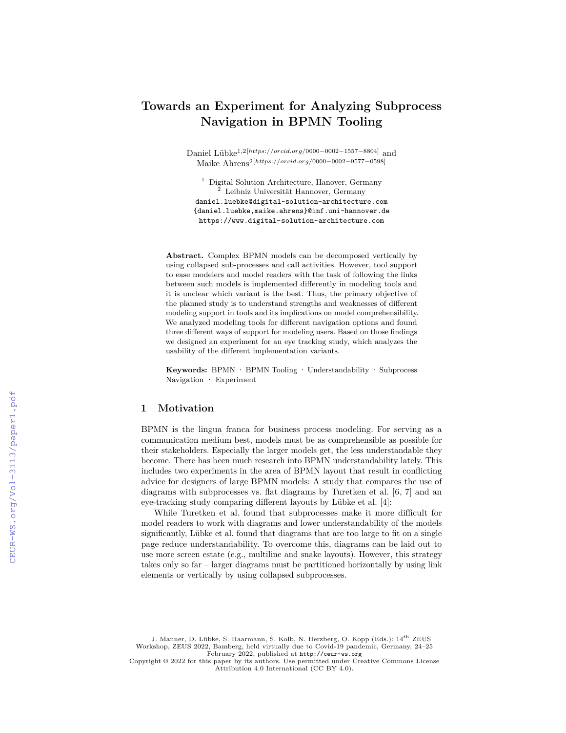# Towards an Experiment for Analyzing Subprocess Navigation in BPMN Tooling

Daniel Lübke[1,2][https://orcid.org/0000-0002-1557-8804] and Maike Ahrens[2][https://orcid.org/0000-0002-9577-0598]

[1] Digital Solution Architecture, Hanover, Germany
[2] Leibniz Universität Hannover, Germany
daniel.luebke@digital-solution-architecture.com
{daniel.luebke,maike.ahrens}@inf.uni-hannover.de
https://www.digital-solution-architecture.com

**Abstract.** Complex BPMN models can be decomposed vertically by using collapsed sub-processes and call activities. However, tool support to ease modelers and model readers with the task of following the links between such models is implemented differently in modeling tools and it is unclear which variant is the best. Thus, the primary objective of the planned study is to understand strengths and weaknesses of different modeling support in tools and its implications on model comprehensibility. We analyzed modeling tools for different navigation options and found three different ways of support for modeling users. Based on those findings we designed an experiment for an eye tracking study, which analyzes the usability of the different implementation variants.

**Keywords:** BPMN · BPMN Tooling · Understandability · Subprocess Navigation · Experiment

## 1 Motivation

BPMN is the lingua franca for business process modeling. For serving as a communication medium best, models must be as comprehensible as possible for their stakeholders. Especially the larger models get, the less understandable they become. There has been much research into BPMN understandability lately. This includes two experiments in the area of BPMN layout that result in conflicting advice for designers of large BPMN models: A study that compares the use of diagrams with subprocesses vs. flat diagrams by Turetken et al. [6, 7] and an eye-tracking study comparing different layouts by Lübke et al. [4]:

While Turetken et al. found that subprocesses make it more difficult for model readers to work with diagrams and lower understandability of the models significantly, Lübke et al. found that diagrams that are too large to fit on a single page reduce understandability. To overcome this, diagrams can be laid out to use more screen estate (e.g., multiline and snake layouts). However, this strategy takes only so far – larger diagrams must be partitioned horizontally by using link elements or vertically by using collapsed subprocesses.

J. Manner, D. Lübke, S. Haarmann, S. Kolb, N. Herzberg, O. Kopp (Eds.): 14th ZEUS Workshop, ZEUS 2022, Bamberg, held virtually due to Covid-19 pandemic, Germany, 24–25 February 2022, published at http://ceur-ws.org
Copyright © 2022 for this paper by its authors. Use permitted under Creative Commons License Attribution 4.0 International (CC BY 4.0).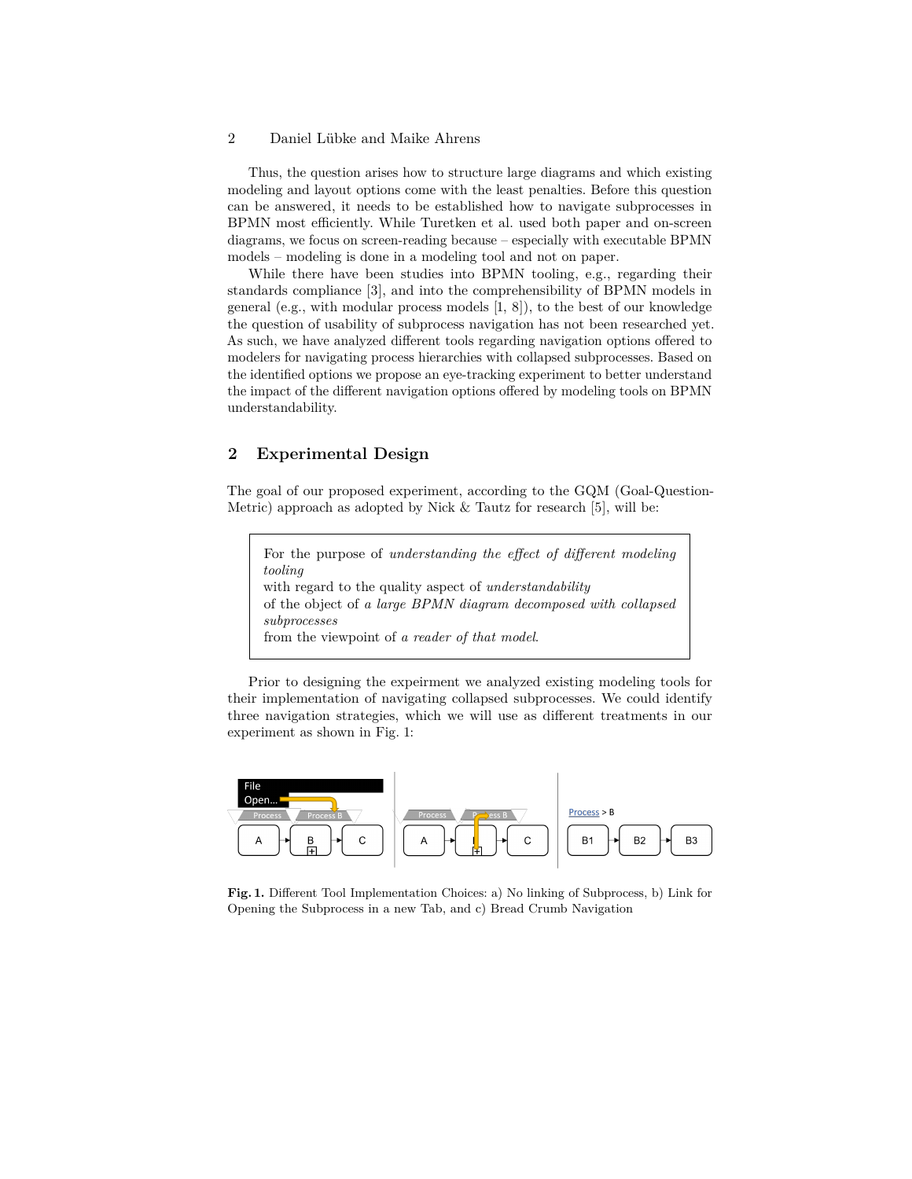Thus, the question arises how to structure large diagrams and which existing modeling and layout options come with the least penalties. Before this question can be answered, it needs to be established how to navigate subprocesses in BPMN most efficiently. While Turetken et al. used both paper and on-screen diagrams, we focus on screen-reading because – especially with executable BPMN models – modeling is done in a modeling tool and not on paper.

While there have been studies into BPMN tooling, e.g., regarding their standards compliance [3], and into the comprehensibility of BPMN models in general (e.g., with modular process models [1, 8]), to the best of our knowledge the question of usability of subprocess navigation has not been researched yet. As such, we have analyzed different tools regarding navigation options offered to modelers for navigating process hierarchies with collapsed subprocesses. Based on the identified options we propose an eye-tracking experiment to better understand the impact of the different navigation options offered by modeling tools on BPMN understandability.

## 2 Experimental Design

The goal of our proposed experiment, according to the GQM (Goal-Question-Metric) approach as adopted by Nick & Tautz for research [5], will be:

> For the purpose of *understanding the effect of different modeling tooling*
> with regard to the quality aspect of *understandability*
> of the object of *a large BPMN diagram decomposed with collapsed subprocesses*
> from the viewpoint of *a reader of that model*.

Prior to designing the expeirment we analyzed existing modeling tools for their implementation of navigating collapsed subprocesses. We could identify three navigation strategies, which we will use as different treatments in our experiment as shown in Fig. 1:

**Fig. 1.** Different Tool Implementation Choices: a) No linking of Subprocess, b) Link for Opening the Subprocess in a new Tab, and c) Bread Crumb Navigation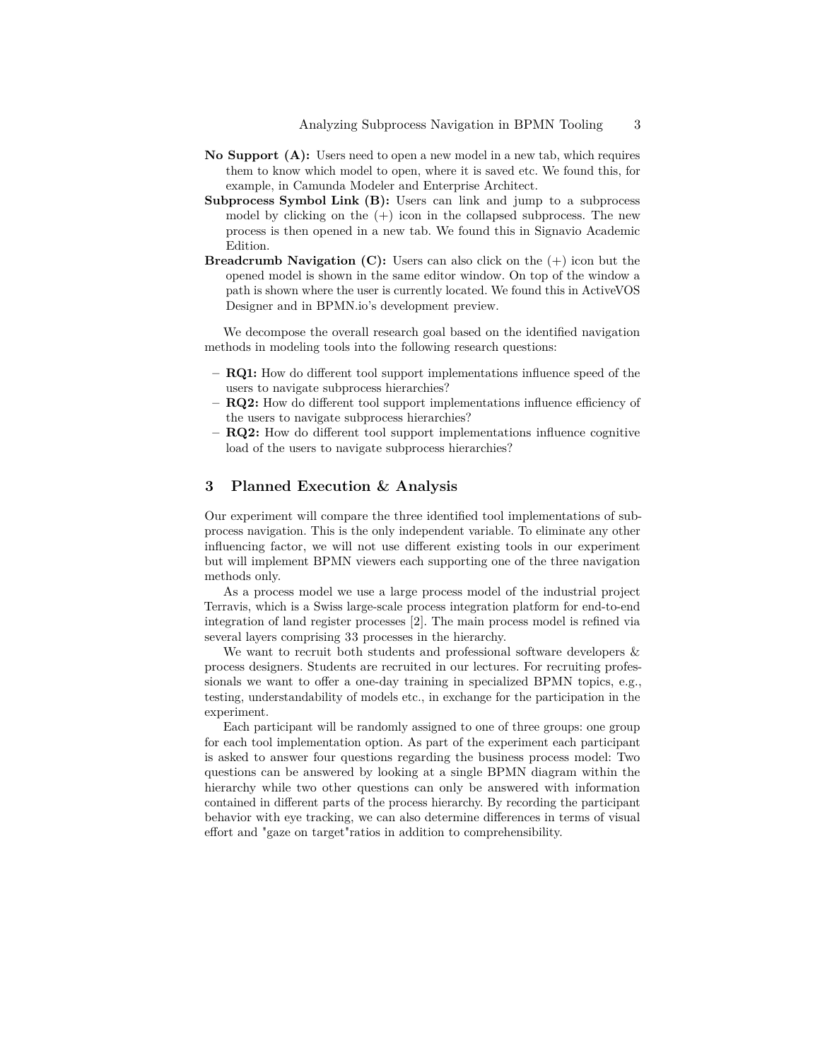**No Support (A):** Users need to open a new model in a new tab, which requires them to know which model to open, where it is saved etc. We found this, for example, in Camunda Modeler and Enterprise Architect.

**Subprocess Symbol Link (B):** Users can link and jump to a subprocess model by clicking on the (+) icon in the collapsed subprocess. The new process is then opened in a new tab. We found this in Signavio Academic Edition.

**Breadcrumb Navigation (C):** Users can also click on the (+) icon but the opened model is shown in the same editor window. On top of the window a path is shown where the user is currently located. We found this in ActiveVOS Designer and in BPMN.io's development preview.

We decompose the overall research goal based on the identified navigation methods in modeling tools into the following research questions:

- **RQ1:** How do different tool support implementations influence speed of the users to navigate subprocess hierarchies?
- **RQ2:** How do different tool support implementations influence efficiency of the users to navigate subprocess hierarchies?
- **RQ2:** How do different tool support implementations influence cognitive load of the users to navigate subprocess hierarchies?

## 3 Planned Execution & Analysis

Our experiment will compare the three identified tool implementations of subprocess navigation. This is the only independent variable. To eliminate any other influencing factor, we will not use different existing tools in our experiment but will implement BPMN viewers each supporting one of the three navigation methods only.

As a process model we use a large process model of the industrial project Terravis, which is a Swiss large-scale process integration platform for end-to-end integration of land register processes [2]. The main process model is refined via several layers comprising 33 processes in the hierarchy.

We want to recruit both students and professional software developers & process designers. Students are recruited in our lectures. For recruiting professionals we want to offer a one-day training in specialized BPMN topics, e.g., testing, understandability of models etc., in exchange for the participation in the experiment.

Each participant will be randomly assigned to one of three groups: one group for each tool implementation option. As part of the experiment each participant is asked to answer four questions regarding the business process model: Two questions can be answered by looking at a single BPMN diagram within the hierarchy while two other questions can only be answered with information contained in different parts of the process hierarchy. By recording the participant behavior with eye tracking, we can also determine differences in terms of visual effort and "gaze on target"ratios in addition to comprehensibility.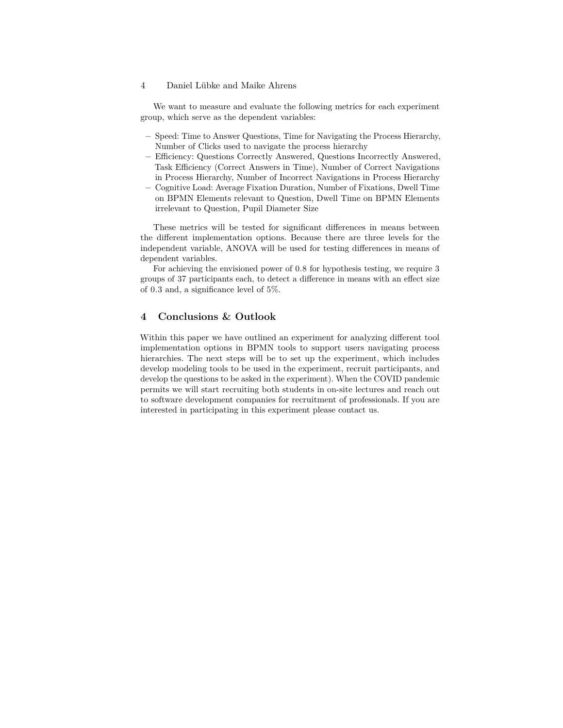We want to measure and evaluate the following metrics for each experiment group, which serve as the dependent variables:

- Speed: Time to Answer Questions, Time for Navigating the Process Hierarchy, Number of Clicks used to navigate the process hierarchy
- Efficiency: Questions Correctly Answered, Questions Incorrectly Answered, Task Efficiency (Correct Answers in Time), Number of Correct Navigations in Process Hierarchy, Number of Incorrect Navigations in Process Hierarchy
- Cognitive Load: Average Fixation Duration, Number of Fixations, Dwell Time on BPMN Elements relevant to Question, Dwell Time on BPMN Elements irrelevant to Question, Pupil Diameter Size

These metrics will be tested for significant differences in means between the different implementation options. Because there are three levels for the independent variable, ANOVA will be used for testing differences in means of dependent variables.

For achieving the envisioned power of 0.8 for hypothesis testing, we require 3 groups of 37 participants each, to detect a difference in means with an effect size of 0.3 and, a significance level of 5%.

## 4 Conclusions & Outlook

Within this paper we have outlined an experiment for analyzing different tool implementation options in BPMN tools to support users navigating process hierarchies. The next steps will be to set up the experiment, which includes develop modeling tools to be used in the experiment, recruit participants, and develop the questions to be asked in the experiment). When the COVID pandemic permits we will start recruiting both students in on-site lectures and reach out to software development companies for recruitment of professionals. If you are interested in participating in this experiment please contact us.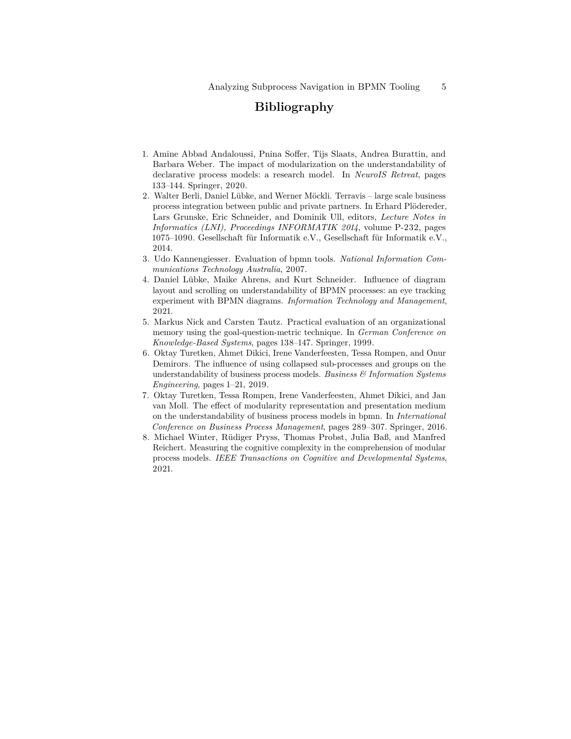# Bibliography

1. Amine Abbad Andaloussi, Pnina Soffer, Tijs Slaats, Andrea Burattin, and Barbara Weber. The impact of modularization on the understandability of declarative process models: a research model. In *NeuroIS Retreat*, pages 133–144. Springer, 2020.
2. Walter Berli, Daniel Lübke, and Werner Möckli. Terravis – large scale business process integration between public and private partners. In Erhard Plödereder, Lars Grunske, Eric Schneider, and Dominik Ull, editors, *Lecture Notes in Informatics (LNI), Proceedings INFORMATIK 2014*, volume P-232, pages 1075–1090. Gesellschaft für Informatik e.V., Gesellschaft für Informatik e.V., 2014.
3. Udo Kannengiesser. Evaluation of bpmn tools. *National Information Communications Technology Australia*, 2007.
4. Daniel Lübke, Maike Ahrens, and Kurt Schneider. Influence of diagram layout and scrolling on understandability of BPMN processes: an eye tracking experiment with BPMN diagrams. *Information Technology and Management*, 2021.
5. Markus Nick and Carsten Tautz. Practical evaluation of an organizational memory using the goal-question-metric technique. In *German Conference on Knowledge-Based Systems*, pages 138–147. Springer, 1999.
6. Oktay Turetken, Ahmet Dikici, Irene Vanderfeesten, Tessa Rompen, and Onur Demirors. The influence of using collapsed sub-processes and groups on the understandability of business process models. *Business & Information Systems Engineering*, pages 1–21, 2019.
7. Oktay Turetken, Tessa Rompen, Irene Vanderfeesten, Ahmet Dikici, and Jan van Moll. The effect of modularity representation and presentation medium on the understandability of business process models in bpmn. In *International Conference on Business Process Management*, pages 289–307. Springer, 2016.
8. Michael Winter, Rüdiger Pryss, Thomas Probst, Julia Baß, and Manfred Reichert. Measuring the cognitive complexity in the comprehension of modular process models. *IEEE Transactions on Cognitive and Developmental Systems*, 2021.